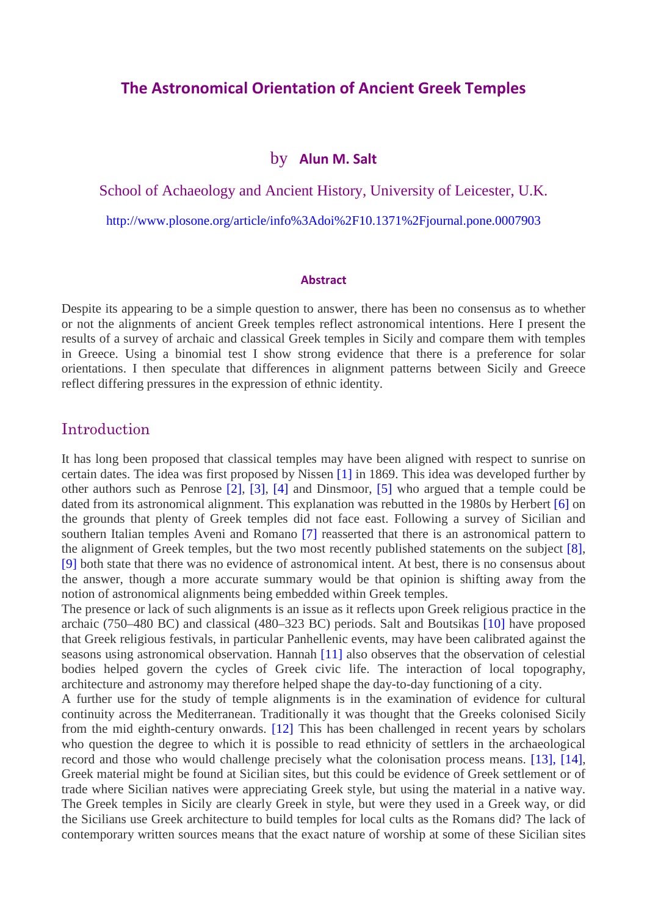# The Astronomical Orientation of Ancient Greek Temples

by **Alun M. Salt**

School of Achaeology and Ancient History, University of Leicester, U.K.

http://www.plosone.org/article/info%3Adoi%2F10.1371%2Fjournal.pone.0007903

### Abstract

Despite its appearing to be a simple question to answer, there has been no consensus as to whether or not the alignments of ancient Greek temples reflect astronomical intentions. Here I present the results of a survey of archaic and classical Greek temples in Sicily and compare them with temples in Greece. Using a binomial test I show strong evidence that there is a preference for solar orientations. I then speculate that differences in alignment patterns between Sicily and Greece reflect differing pressures in the expression of ethnic identity.

## Introduction

It has long been proposed that classical temples may have been aligned with respect to sunrise on certain dates. The idea was first proposed by Nissen [1] in 1869. This idea was developed further by other authors such as Penrose [2], [3], [4] and Dinsmoor, [5] who argued that a temple could be dated from its astronomical alignment. This explanation was rebutted in the 1980s by Herbert [6] on the grounds that plenty of Greek temples did not face east. Following a survey of Sicilian and southern Italian temples Aveni and Romano [7] reasserted that there is an astronomical pattern to the alignment of Greek temples, but the two most recently published statements on the subject [8], [9] both state that there was no evidence of astronomical intent. At best, there is no consensus about the answer, though a more accurate summary would be that opinion is shifting away from the notion of astronomical alignments being embedded within Greek temples.

The presence or lack of such alignments is an issue as it reflects upon Greek religious practice in the archaic (750–480 BC) and classical (480–323 BC) periods. Salt and Boutsikas [10] have proposed that Greek religious festivals, in particular Panhellenic events, may have been calibrated against the seasons using astronomical observation. Hannah [11] also observes that the observation of celestial bodies helped govern the cycles of Greek civic life. The interaction of local topography, architecture and astronomy may therefore helped shape the day-to-day functioning of a city.

A further use for the study of temple alignments is in the examination of evidence for cultural continuity across the Mediterranean. Traditionally it was thought that the Greeks colonised Sicily from the mid eighth-century onwards. [12] This has been challenged in recent years by scholars who question the degree to which it is possible to read ethnicity of settlers in the archaeological record and those who would challenge precisely what the colonisation process means. [13], [14], Greek material might be found at Sicilian sites, but this could be evidence of Greek settlement or of trade where Sicilian natives were appreciating Greek style, but using the material in a native way. The Greek temples in Sicily are clearly Greek in style, but were they used in a Greek way, or did the Sicilians use Greek architecture to build temples for local cults as the Romans did? The lack of contemporary written sources means that the exact nature of worship at some of these Sicilian sites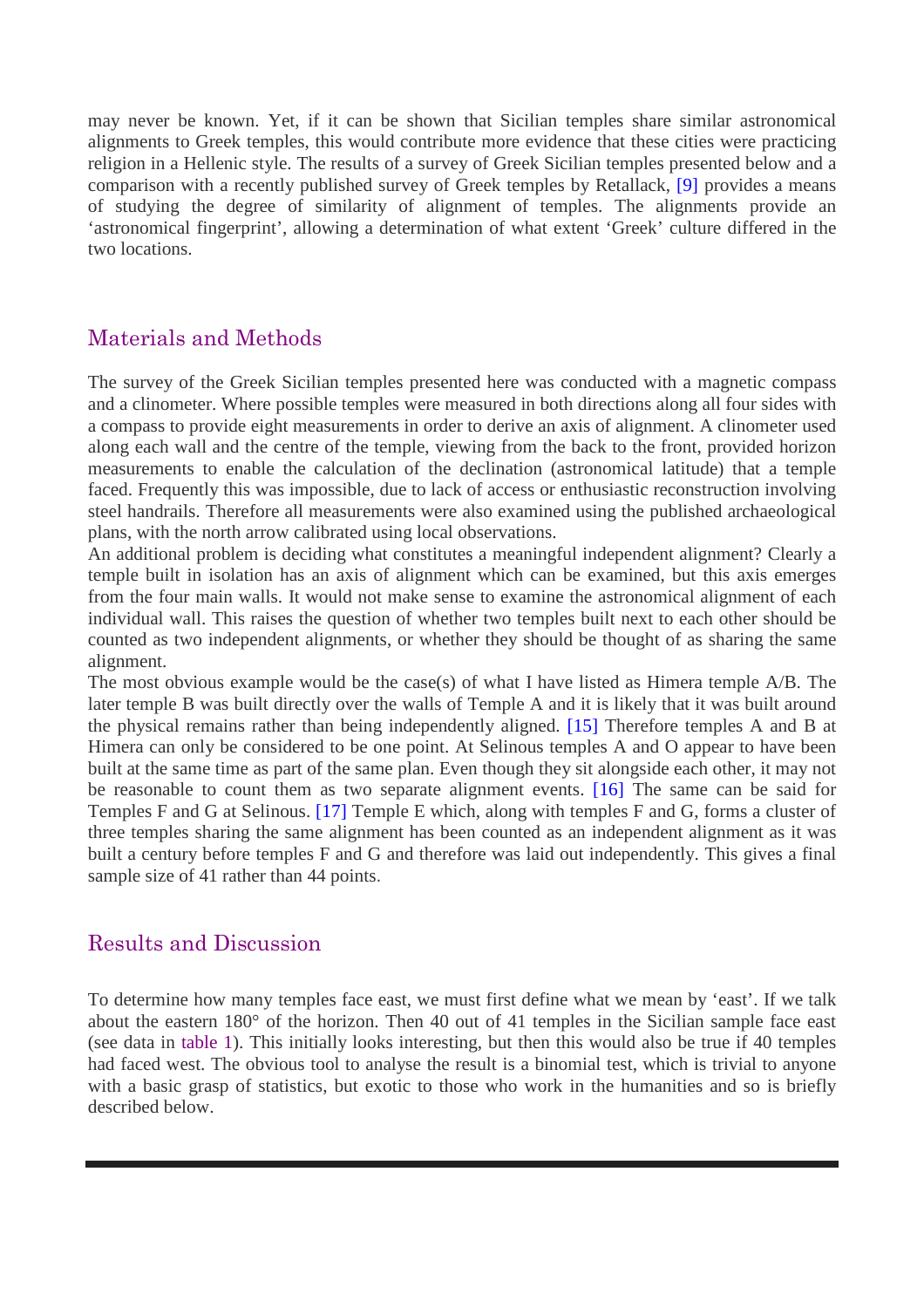may never be known. Yet, if it can be shown that Sicilian temples share similar astronomical alignments to Greek temples, this would contribute more evidence that these cities were practicing religion in a Hellenic style. The results of a survey of Greek Sicilian temples presented below and a comparison with a recently published survey of Greek temples by Retallack, [9] provides a means of studying the degree of similarity of alignment of temples. The alignments provide an 'astronomical fingerprint', allowing a determination of what extent 'Greek' culture differed in the two locations.

## Materials and Methods

The survey of the Greek Sicilian temples presented here was conducted with a magnetic compass and a clinometer. Where possible temples were measured in both directions along all four sides with a compass to provide eight measurements in order to derive an axis of alignment. A clinometer used along each wall and the centre of the temple, viewing from the back to the front, provided horizon measurements to enable the calculation of the declination (astronomical latitude) that a temple faced. Frequently this was impossible, due to lack of access or enthusiastic reconstruction involving steel handrails. Therefore all measurements were also examined using the published archaeological plans, with the north arrow calibrated using local observations.

An additional problem is deciding what constitutes a meaningful independent alignment? Clearly a temple built in isolation has an axis of alignment which can be examined, but this axis emerges from the four main walls. It would not make sense to examine the astronomical alignment of each individual wall. This raises the question of whether two temples built next to each other should be counted as two independent alignments, or whether they should be thought of as sharing the same alignment.

The most obvious example would be the case(s) of what I have listed as Himera temple A/B. The later temple B was built directly over the walls of Temple A and it is likely that it was built around the physical remains rather than being independently aligned. [15] Therefore temples A and B at Himera can only be considered to be one point. At Selinous temples A and O appear to have been built at the same time as part of the same plan. Even though they sit alongside each other, it may not be reasonable to count them as two separate alignment events. [16] The same can be said for Temples F and G at Selinous. [17] Temple E which, along with temples F and G, forms a cluster of three temples sharing the same alignment has been counted as an independent alignment as it was built a century before temples F and G and therefore was laid out independently. This gives a final sample size of 41 rather than 44 points.

## Results and Discussion

To determine how many temples face east, we must first define what we mean by 'east'. If we talk about the eastern 180° of the horizon. Then 40 out of 41 temples in the Sicilian sample face east (see data in table 1). This initially looks interesting, but then this would also be true if 40 temples had faced west. The obvious tool to analyse the result is a binomial test, which is trivial to anyone with a basic grasp of statistics, but exotic to those who work in the humanities and so is briefly described below.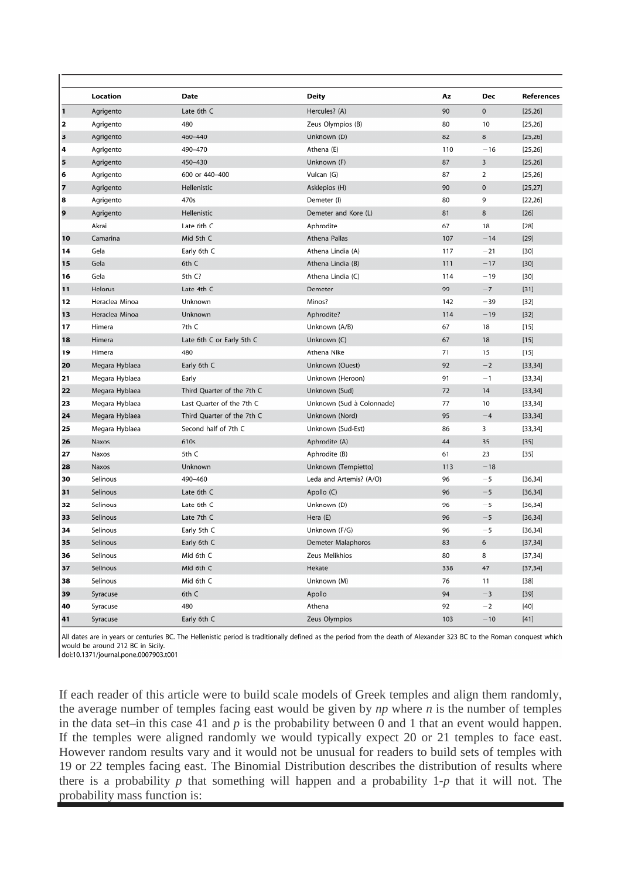| | Location | Date | Deity | Az | Dec | References |
|---|---|---|---|---|---|---|
| 1 | Agrigento | Late 6th C | Hercules? (A) | 90 | 0 | [25,26] |
| 2 | Agrigento | 480 | Zeus Olympios (B) | 80 | 10 | [25,26] |
| 3 | Agrigento | 460–440 | Unknown (D) | 82 | 8 | [25,26] |
| 4 | Agrigento | 490–470 | Athena (E) | 110 | −16 | [25,26] |
| 5 | Agrigento | 450–430 | Unknown (F) | 87 | 3 | [25,26] |
| 6 | Agrigento | 600 or 440–400 | Vulcan (G) | 87 | 2 | [25,26] |
| 7 | Agrigento | Hellenistic | Asklepios (H) | 90 | 0 | [25,27] |
| 8 | Agrigento | 470s | Demeter (I) | 80 | 9 | [22,26] |
| 9 | Agrigento | Hellenistic | Demeter and Kore (L) | 81 | 8 | [26] |
| | Akrai | Late 6th C | Aphrodite | 67 | 18 | [28] |
| 10 | Camarina | Mid 5th C | Athena Pallas | 107 | −14 | [29] |
| 14 | Gela | Early 6th C | Athena Lindia (A) | 117 | −21 | [30] |
| 15 | Gela | 6th C | Athena Lindia (B) | 111 | −17 | [30] |
| 16 | Gela | 5th C? | Athena Lindia (C) | 114 | −19 | [30] |
| 11 | Helorus | Late 4th C | Demeter | 99 | −7 | [31] |
| 12 | Heraclea Minoa | Unknown | Minos? | 142 | −39 | [32] |
| 13 | Heraclea Minoa | Unknown | Aphrodite? | 114 | −19 | [32] |
| 17 | Himera | 7th C | Unknown (A/B) | 67 | 18 | [15] |
| 18 | Himera | Late 6th C or Early 5th C | Unknown (C) | 67 | 18 | [15] |
| 19 | Himera | 480 | Athena Nike | 71 | 15 | [15] |
| 20 | Megara Hyblaea | Early 6th C | Unknown (Ouest) | 92 | −2 | [33,34] |
| 21 | Megara Hyblaea | Early | Unknown (Heroon) | 91 | −1 | [33,34] |
| 22 | Megara Hyblaea | Third Quarter of the 7th C | Unknown (Sud) | 72 | 14 | [33,34] |
| 23 | Megara Hyblaea | Last Quarter of the 7th C | Unknown (Sud à Colonnade) | 77 | 10 | [33,34] |
| 24 | Megara Hyblaea | Third Quarter of the 7th C | Unknown (Nord) | 95 | −4 | [33,34] |
| 25 | Megara Hyblaea | Second half of 7th C | Unknown (Sud-Est) | 86 | 3 | [33,34] |
| 26 | Naxos | 610s | Aphrodite (A) | 44 | 35 | [35] |
| 27 | Naxos | 5th C | Aphrodite (B) | 61 | 23 | [35] |
| 28 | Naxos | Unknown | Unknown (Tempietto) | 113 | −18 | |
| 30 | Selinous | 490–460 | Leda and Artemis? (A/O) | 96 | −5 | [36,34] |
| 31 | Selinous | Late 6th C | Apollo (C) | 96 | −5 | [36,34] |
| 32 | Selinous | Late 6th C | Unknown (D) | 96 | −5 | [36,34] |
| 33 | Selinous | Late 7th C | Hera (E) | 96 | −5 | [36,34] |
| 34 | Selinous | Early 5th C | Unknown (F/G) | 96 | −5 | [36,34] |
| 35 | Selinous | Early 6th C | Demeter Malaphoros | 83 | 6 | [37,34] |
| 36 | Selinous | Mid 6th C | Zeus Melikhios | 80 | 8 | [37,34] |
| 37 | Selinous | Mid 6th C | Hekate | 338 | 47 | [37,34] |
| 38 | Selinous | Mid 6th C | Unknown (M) | 76 | 11 | [38] |
| 39 | Syracuse | 6th C | Apollo | 94 | −3 | [39] |
| 40 | Syracuse | 480 | Athena | 92 | −2 | [40] |
| 41 | Syracuse | Early 6th C | Zeus Olympios | 103 | −10 | [41] |

All dates are in years or centuries BC. The Hellenistic period is traditionally defined as the period from the death of Alexander 323 BC to the Roman conquest which would be around 212 BC in Sicily.
doi:10.1371/journal.pone.0007903.t001

If each reader of this article were to build scale models of Greek temples and align them randomly, the average number of temples facing east would be given by $np$ where $n$ is the number of temples in the data set–in this case 41 and $p$ is the probability between 0 and 1 that an event would happen. If the temples were aligned randomly we would typically expect 20 or 21 temples to face east. However random results vary and it would not be unusual for readers to build sets of temples with 19 or 22 temples facing east. The Binomial Distribution describes the distribution of results where there is a probability $p$ that something will happen and a probability $1$-$p$ that it will not. The probability mass function is: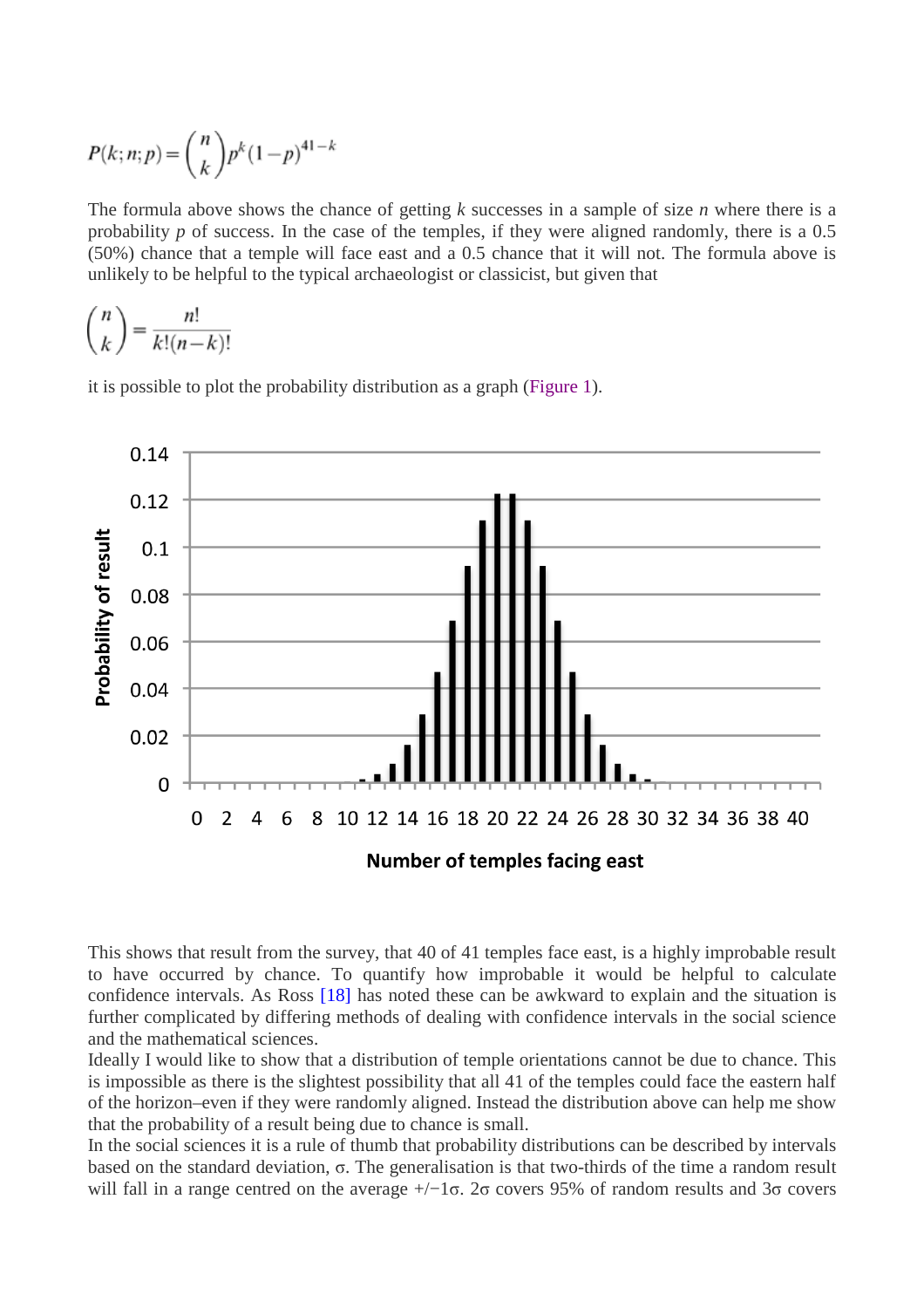$$P(k; n; p) = \binom{n}{k} p^k (1-p)^{41-k}$$

The formula above shows the chance of getting $k$ successes in a sample of size $n$ where there is a probability $p$ of success. In the case of the temples, if they were aligned randomly, there is a 0.5 (50%) chance that a temple will face east and a 0.5 chance that it will not. The formula above is unlikely to be helpful to the typical archaeologist or classicist, but given that

$$\binom{n}{k} = \frac{n!}{k!(n-k)!}$$

it is possible to plot the probability distribution as a graph (Figure 1).

This shows that result from the survey, that 40 of 41 temples face east, is a highly improbable result to have occurred by chance. To quantify how improbable it would be helpful to calculate confidence intervals. As Ross [18] has noted these can be awkward to explain and the situation is further complicated by differing methods of dealing with confidence intervals in the social science and the mathematical sciences.

Ideally I would like to show that a distribution of temple orientations cannot be due to chance. This is impossible as there is the slightest possibility that all 41 of the temples could face the eastern half of the horizon–even if they were randomly aligned. Instead the distribution above can help me show that the probability of a result being due to chance is small.

In the social sciences it is a rule of thumb that probability distributions can be described by intervals based on the standard deviation, $\sigma$. The generalisation is that two-thirds of the time a random result will fall in a range centred on the average $+/-1\sigma$. $2\sigma$ covers 95% of random results and $3\sigma$ covers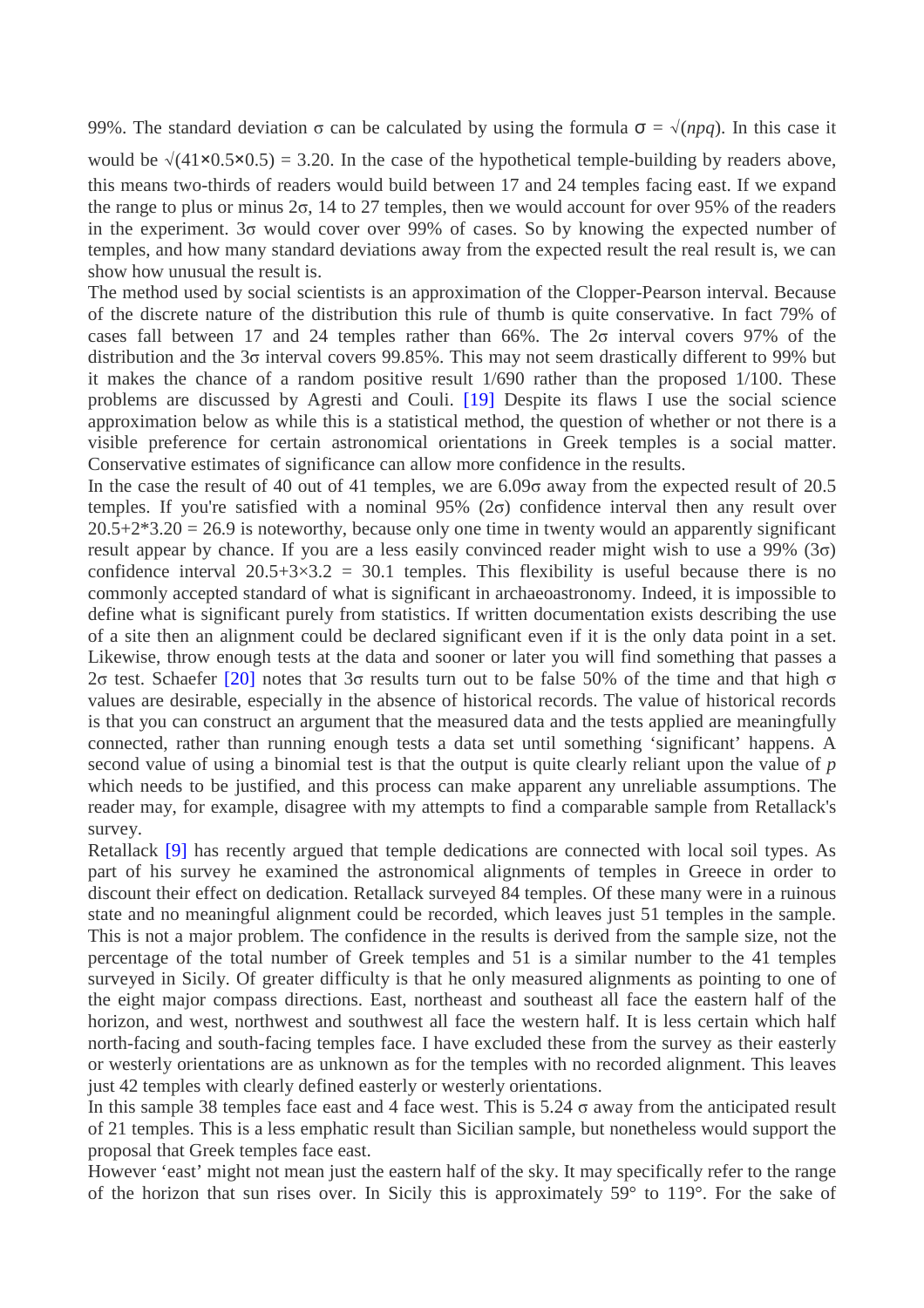99%. The standard deviation $\sigma$ can be calculated by using the formula $\sigma = \sqrt{npq}$. In this case it would be $\sqrt{41 \times 0.5 \times 0.5} = 3.20$. In the case of the hypothetical temple-building by readers above, this means two-thirds of readers would build between 17 and 24 temples facing east. If we expand the range to plus or minus $2\sigma$, 14 to 27 temples, then we would account for over 95% of the readers in the experiment. $3\sigma$ would cover over 99% of cases. So by knowing the expected number of temples, and how many standard deviations away from the expected result the real result is, we can show how unusual the result is.

The method used by social scientists is an approximation of the Clopper-Pearson interval. Because of the discrete nature of the distribution this rule of thumb is quite conservative. In fact 79% of cases fall between 17 and 24 temples rather than 66%. The $2\sigma$ interval covers 97% of the distribution and the $3\sigma$ interval covers 99.85%. This may not seem drastically different to 99% but it makes the chance of a random positive result 1/690 rather than the proposed 1/100. These problems are discussed by Agresti and Couli. [19] Despite its flaws I use the social science approximation below as while this is a statistical method, the question of whether or not there is a visible preference for certain astronomical orientations in Greek temples is a social matter. Conservative estimates of significance can allow more confidence in the results.

In the case the result of 40 out of 41 temples, we are $6.09\sigma$ away from the expected result of 20.5 temples. If you're satisfied with a nominal 95% ($2\sigma$) confidence interval then any result over $20.5+2*3.20 = 26.9$ is noteworthy, because only one time in twenty would an apparently significant result appear by chance. If you are a less easily convinced reader might wish to use a 99% ($3\sigma$) confidence interval $20.5+3\times3.2 = 30.1$ temples. This flexibility is useful because there is no commonly accepted standard of what is significant in archaeoastronomy. Indeed, it is impossible to define what is significant purely from statistics. If written documentation exists describing the use of a site then an alignment could be declared significant even if it is the only data point in a set. Likewise, throw enough tests at the data and sooner or later you will find something that passes a $2\sigma$ test. Schaefer [20] notes that $3\sigma$ results turn out to be false 50% of the time and that high $\sigma$ values are desirable, especially in the absence of historical records. The value of historical records is that you can construct an argument that the measured data and the tests applied are meaningfully connected, rather than running enough tests a data set until something 'significant' happens. A second value of using a binomial test is that the output is quite clearly reliant upon the value of $p$ which needs to be justified, and this process can make apparent any unreliable assumptions. The reader may, for example, disagree with my attempts to find a comparable sample from Retallack's survey.

Retallack [9] has recently argued that temple dedications are connected with local soil types. As part of his survey he examined the astronomical alignments of temples in Greece in order to discount their effect on dedication. Retallack surveyed 84 temples. Of these many were in a ruinous state and no meaningful alignment could be recorded, which leaves just 51 temples in the sample. This is not a major problem. The confidence in the results is derived from the sample size, not the percentage of the total number of Greek temples and 51 is a similar number to the 41 temples surveyed in Sicily. Of greater difficulty is that he only measured alignments as pointing to one of the eight major compass directions. East, northeast and southeast all face the eastern half of the horizon, and west, northwest and southwest all face the western half. It is less certain which half north-facing and south-facing temples face. I have excluded these from the survey as their easterly or westerly orientations are as unknown as for the temples with no recorded alignment. This leaves just 42 temples with clearly defined easterly or westerly orientations.

In this sample 38 temples face east and 4 face west. This is 5.24 $\sigma$ away from the anticipated result of 21 temples. This is a less emphatic result than Sicilian sample, but nonetheless would support the proposal that Greek temples face east.

However 'east' might not mean just the eastern half of the sky. It may specifically refer to the range of the horizon that sun rises over. In Sicily this is approximately 59° to 119°. For the sake of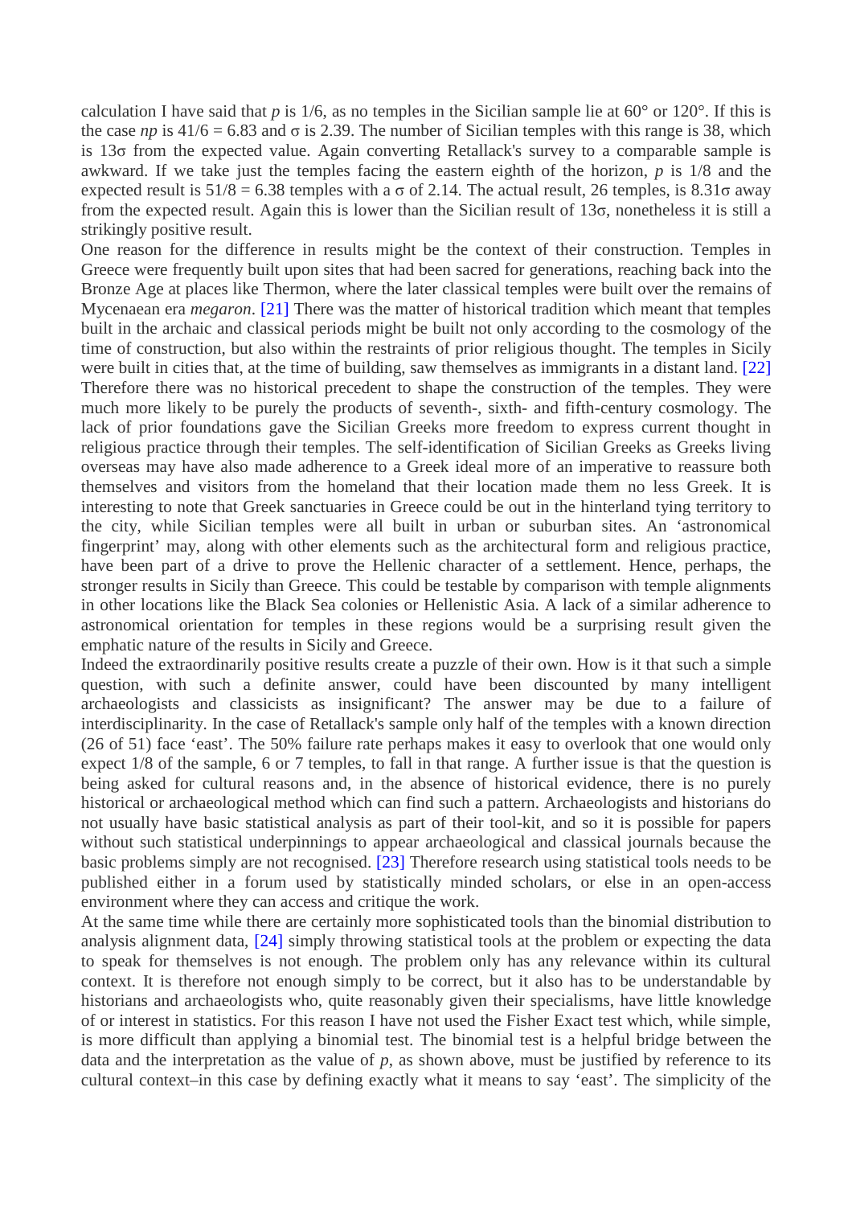calculation I have said that $p$ is 1/6, as no temples in the Sicilian sample lie at 60° or 120°. If this is the case $np$ is $41/6 = 6.83$ and $\sigma$ is 2.39. The number of Sicilian temples with this range is 38, which is $13\sigma$ from the expected value. Again converting Retallack's survey to a comparable sample is awkward. If we take just the temples facing the eastern eighth of the horizon, $p$ is 1/8 and the expected result is $51/8 = 6.38$ temples with a $\sigma$ of 2.14. The actual result, 26 temples, is $8.31\sigma$ away from the expected result. Again this is lower than the Sicilian result of $13\sigma$, nonetheless it is still a strikingly positive result.

One reason for the difference in results might be the context of their construction. Temples in Greece were frequently built upon sites that had been sacred for generations, reaching back into the Bronze Age at places like Thermon, where the later classical temples were built over the remains of Mycenaean era *megaron*. [21] There was the matter of historical tradition which meant that temples built in the archaic and classical periods might be built not only according to the cosmology of the time of construction, but also within the restraints of prior religious thought. The temples in Sicily were built in cities that, at the time of building, saw themselves as immigrants in a distant land. [22] Therefore there was no historical precedent to shape the construction of the temples. They were much more likely to be purely the products of seventh-, sixth- and fifth-century cosmology. The lack of prior foundations gave the Sicilian Greeks more freedom to express current thought in religious practice through their temples. The self-identification of Sicilian Greeks as Greeks living overseas may have also made adherence to a Greek ideal more of an imperative to reassure both themselves and visitors from the homeland that their location made them no less Greek. It is interesting to note that Greek sanctuaries in Greece could be out in the hinterland tying territory to the city, while Sicilian temples were all built in urban or suburban sites. An 'astronomical fingerprint' may, along with other elements such as the architectural form and religious practice, have been part of a drive to prove the Hellenic character of a settlement. Hence, perhaps, the stronger results in Sicily than Greece. This could be testable by comparison with temple alignments in other locations like the Black Sea colonies or Hellenistic Asia. A lack of a similar adherence to astronomical orientation for temples in these regions would be a surprising result given the emphatic nature of the results in Sicily and Greece.

Indeed the extraordinarily positive results create a puzzle of their own. How is it that such a simple question, with such a definite answer, could have been discounted by many intelligent archaeologists and classicists as insignificant? The answer may be due to a failure of interdisciplinarity. In the case of Retallack's sample only half of the temples with a known direction (26 of 51) face 'east'. The 50% failure rate perhaps makes it easy to overlook that one would only expect 1/8 of the sample, 6 or 7 temples, to fall in that range. A further issue is that the question is being asked for cultural reasons and, in the absence of historical evidence, there is no purely historical or archaeological method which can find such a pattern. Archaeologists and historians do not usually have basic statistical analysis as part of their tool-kit, and so it is possible for papers without such statistical underpinnings to appear archaeological and classical journals because the basic problems simply are not recognised. [23] Therefore research using statistical tools needs to be published either in a forum used by statistically minded scholars, or else in an open-access environment where they can access and critique the work.

At the same time while there are certainly more sophisticated tools than the binomial distribution to analysis alignment data, [24] simply throwing statistical tools at the problem or expecting the data to speak for themselves is not enough. The problem only has any relevance within its cultural context. It is therefore not enough simply to be correct, but it also has to be understandable by historians and archaeologists who, quite reasonably given their specialisms, have little knowledge of or interest in statistics. For this reason I have not used the Fisher Exact test which, while simple, is more difficult than applying a binomial test. The binomial test is a helpful bridge between the data and the interpretation as the value of $p$, as shown above, must be justified by reference to its cultural context–in this case by defining exactly what it means to say 'east'. The simplicity of the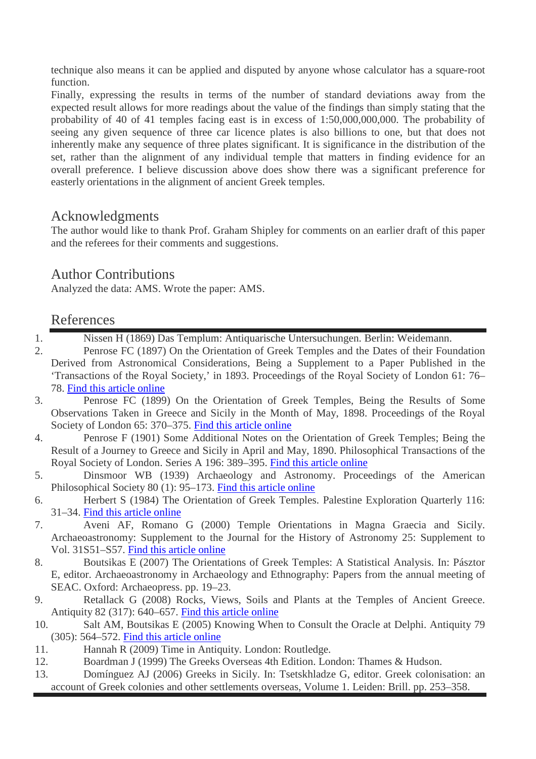technique also means it can be applied and disputed by anyone whose calculator has a square-root function.

Finally, expressing the results in terms of the number of standard deviations away from the expected result allows for more readings about the value of the findings than simply stating that the probability of 40 of 41 temples facing east is in excess of 1:50,000,000,000. The probability of seeing any given sequence of three car licence plates is also billions to one, but that does not inherently make any sequence of three plates significant. It is significance in the distribution of the set, rather than the alignment of any individual temple that matters in finding evidence for an overall preference. I believe discussion above does show there was a significant preference for easterly orientations in the alignment of ancient Greek temples.

## Acknowledgments

The author would like to thank Prof. Graham Shipley for comments on an earlier draft of this paper and the referees for their comments and suggestions.

## Author Contributions

Analyzed the data: AMS. Wrote the paper: AMS.

## References

1. Nissen H (1869) Das Templum: Antiquarische Untersuchungen. Berlin: Weidemann.
2. Penrose FC (1897) On the Orientation of Greek Temples and the Dates of their Foundation Derived from Astronomical Considerations, Being a Supplement to a Paper Published in the 'Transactions of the Royal Society,' in 1893. Proceedings of the Royal Society of London 61: 76–78. Find this article online
3. Penrose FC (1899) On the Orientation of Greek Temples, Being the Results of Some Observations Taken in Greece and Sicily in the Month of May, 1898. Proceedings of the Royal Society of London 65: 370–375. Find this article online
4. Penrose F (1901) Some Additional Notes on the Orientation of Greek Temples; Being the Result of a Journey to Greece and Sicily in April and May, 1890. Philosophical Transactions of the Royal Society of London. Series A 196: 389–395. Find this article online
5. Dinsmoor WB (1939) Archaeology and Astronomy. Proceedings of the American Philosophical Society 80 (1): 95–173. Find this article online
6. Herbert S (1984) The Orientation of Greek Temples. Palestine Exploration Quarterly 116: 31–34. Find this article online
7. Aveni AF, Romano G (2000) Temple Orientations in Magna Graecia and Sicily. Archaeoastronomy: Supplement to the Journal for the History of Astronomy 25: Supplement to Vol. 31S51–S57. Find this article online
8. Boutsikas E (2007) The Orientations of Greek Temples: A Statistical Analysis. In: Pásztor E, editor. Archaeoastronomy in Archaeology and Ethnography: Papers from the annual meeting of SEAC. Oxford: Archaeopress. pp. 19–23.
9. Retallack G (2008) Rocks, Views, Soils and Plants at the Temples of Ancient Greece. Antiquity 82 (317): 640–657. Find this article online
10. Salt AM, Boutsikas E (2005) Knowing When to Consult the Oracle at Delphi. Antiquity 79 (305): 564–572. Find this article online
11. Hannah R (2009) Time in Antiquity. London: Routledge.
12. Boardman J (1999) The Greeks Overseas 4th Edition. London: Thames & Hudson.
13. Domínguez AJ (2006) Greeks in Sicily. In: Tsetskhladze G, editor. Greek colonisation: an account of Greek colonies and other settlements overseas, Volume 1. Leiden: Brill. pp. 253–358.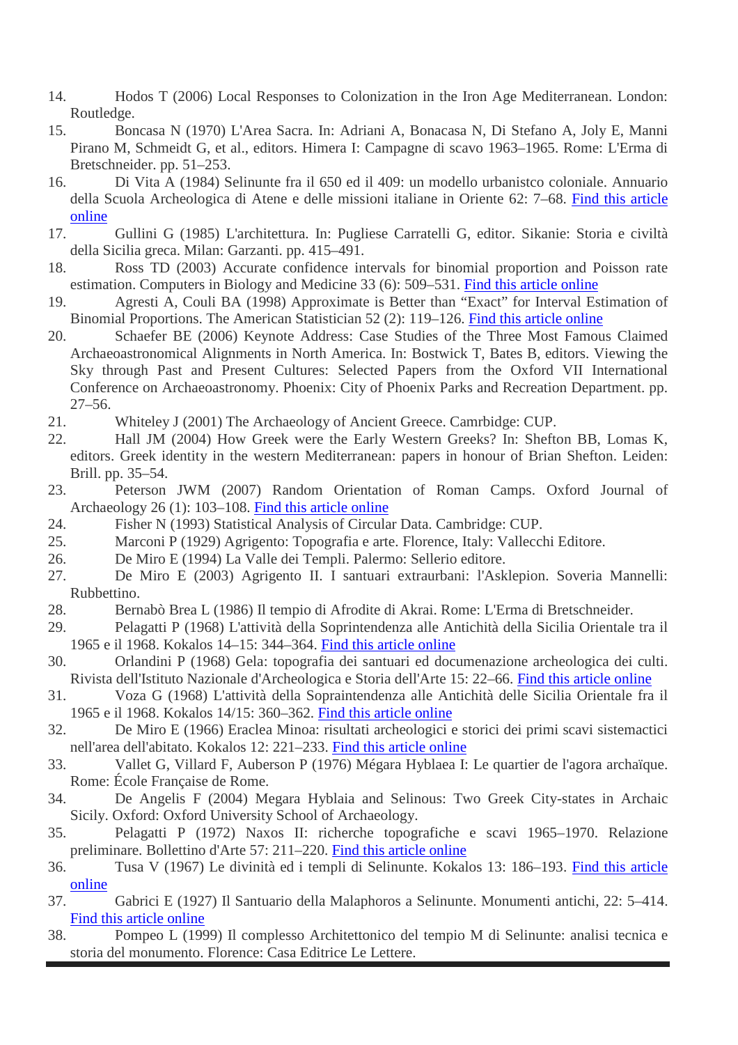14. Hodos T (2006) Local Responses to Colonization in the Iron Age Mediterranean. London: Routledge.
15. Boncasa N (1970) L'Area Sacra. In: Adriani A, Bonacasa N, Di Stefano A, Joly E, Manni Pirano M, Schmeidt G, et al., editors. Himera I: Campagne di scavo 1963–1965. Rome: L'Erma di Bretschneider. pp. 51–253.
16. Di Vita A (1984) Selinunte fra il 650 ed il 409: un modello urbanistco coloniale. Annuario della Scuola Archeologica di Atene e delle missioni italiane in Oriente 62: 7–68. Find this article online
17. Gullini G (1985) L'architettura. In: Pugliese Carratelli G, editor. Sikanie: Storia e civiltà della Sicilia greca. Milan: Garzanti. pp. 415–491.
18. Ross TD (2003) Accurate confidence intervals for binomial proportion and Poisson rate estimation. Computers in Biology and Medicine 33 (6): 509–531. Find this article online
19. Agresti A, Couli BA (1998) Approximate is Better than "Exact" for Interval Estimation of Binomial Proportions. The American Statistician 52 (2): 119–126. Find this article online
20. Schaefer BE (2006) Keynote Address: Case Studies of the Three Most Famous Claimed Archaeoastronomical Alignments in North America. In: Bostwick T, Bates B, editors. Viewing the Sky through Past and Present Cultures: Selected Papers from the Oxford VII International Conference on Archaeoastronomy. Phoenix: City of Phoenix Parks and Recreation Department. pp. 27–56.
21. Whiteley J (2001) The Archaeology of Ancient Greece. Camrbidge: CUP.
22. Hall JM (2004) How Greek were the Early Western Greeks? In: Shefton BB, Lomas K, editors. Greek identity in the western Mediterranean: papers in honour of Brian Shefton. Leiden: Brill. pp. 35–54.
23. Peterson JWM (2007) Random Orientation of Roman Camps. Oxford Journal of Archaeology 26 (1): 103–108. Find this article online
24. Fisher N (1993) Statistical Analysis of Circular Data. Cambridge: CUP.
25. Marconi P (1929) Agrigento: Topografia e arte. Florence, Italy: Vallecchi Editore.
26. De Miro E (1994) La Valle dei Templi. Palermo: Sellerio editore.
27. De Miro E (2003) Agrigento II. I santuari extraurbani: l'Asklepion. Soveria Mannelli: Rubbettino.
28. Bernabò Brea L (1986) Il tempio di Afrodite di Akrai. Rome: L'Erma di Bretschneider.
29. Pelagatti P (1968) L'attività della Soprintendenza alle Antichità della Sicilia Orientale tra il 1965 e il 1968. Kokalos 14–15: 344–364. Find this article online
30. Orlandini P (1968) Gela: topografia dei santuari ed documenazione archeologica dei culti. Rivista dell'Istituto Nazionale d'Archeologica e Storia dell'Arte 15: 22–66. Find this article online
31. Voza G (1968) L'attività della Sopraintendenza alle Antichità delle Sicilia Orientale fra il 1965 e il 1968. Kokalos 14/15: 360–362. Find this article online
32. De Miro E (1966) Eraclea Minoa: risultati archeologici e storici dei primi scavi sistemactici nell'area dell'abitato. Kokalos 12: 221–233. Find this article online
33. Vallet G, Villard F, Auberson P (1976) Mégara Hyblaea I: Le quartier de l'agora archaïque. Rome: École Française de Rome.
34. De Angelis F (2004) Megara Hyblaia and Selinous: Two Greek City-states in Archaic Sicily. Oxford: Oxford University School of Archaeology.
35. Pelagatti P (1972) Naxos II: richerche topografiche e scavi 1965–1970. Relazione preliminare. Bollettino d'Arte 57: 211–220. Find this article online
36. Tusa V (1967) Le divinità ed i templi di Selinunte. Kokalos 13: 186–193. Find this article online
37. Gabrici E (1927) Il Santuario della Malaphoros a Selinunte. Monumenti antichi, 22: 5–414. Find this article online
38. Pompeo L (1999) Il complesso Architettonico del tempio M di Selinunte: analisi tecnica e storia del monumento. Florence: Casa Editrice Le Lettere.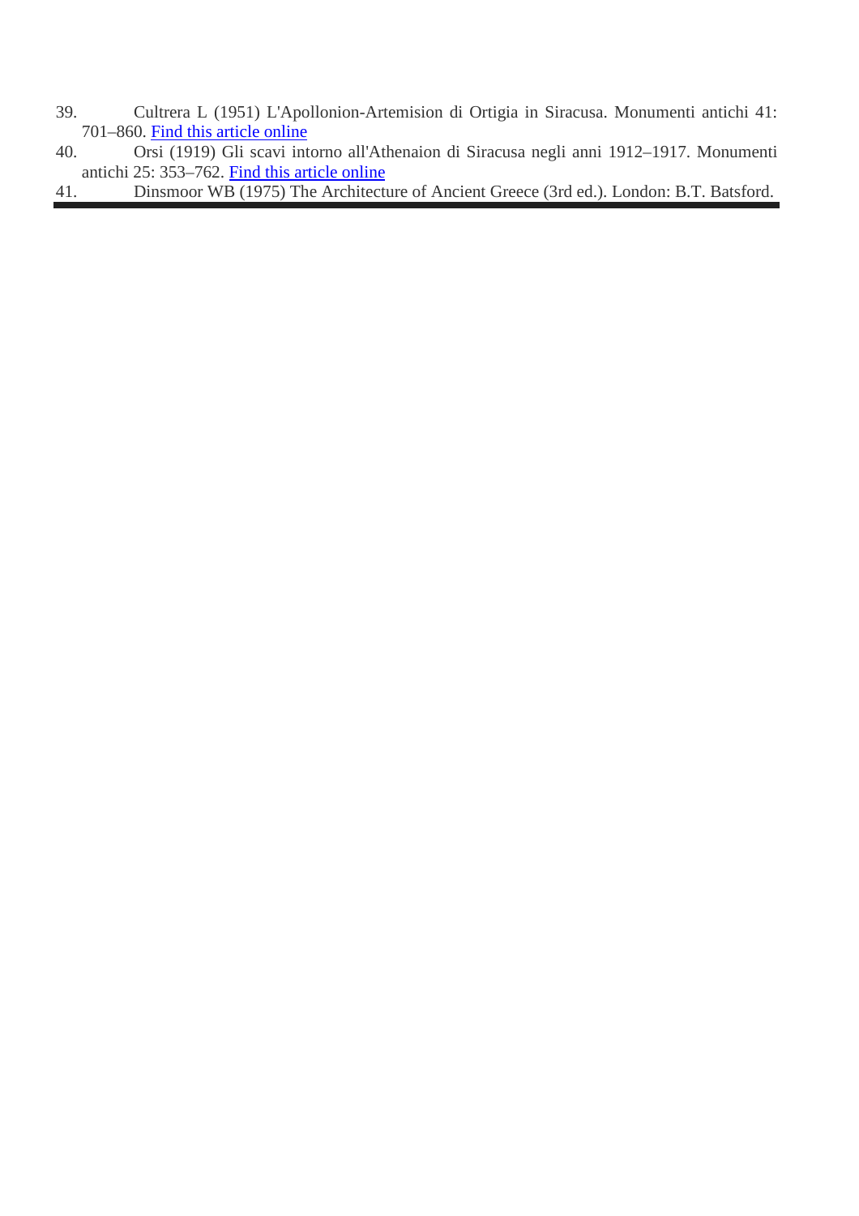39. Cultrera L (1951) L'Apollonion-Artemision di Ortigia in Siracusa. Monumenti antichi 41: 701–860. Find this article online
40. Orsi (1919) Gli scavi intorno all'Athenaion di Siracusa negli anni 1912–1917. Monumenti antichi 25: 353–762. Find this article online
41. Dinsmoor WB (1975) The Architecture of Ancient Greece (3rd ed.). London: B.T. Batsford.